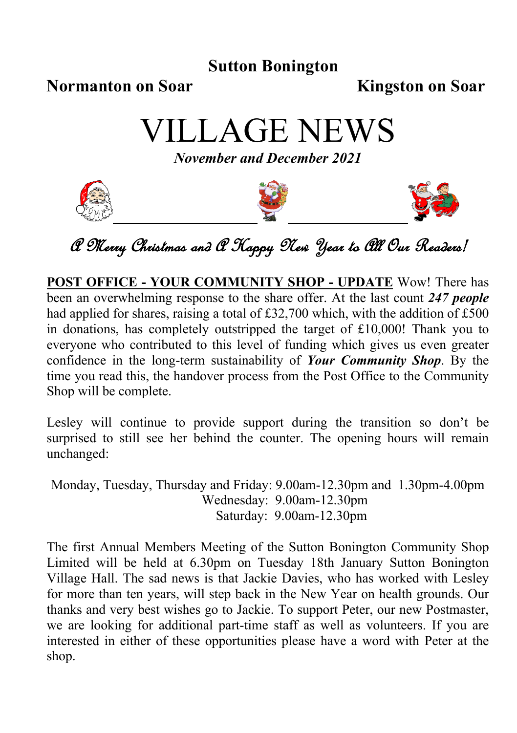**Sutton Bonington**

**Normanton on Soar** **Kingston on Soar**

# VILLAGE NEWS

***November and December 2021***

*A Merry Christmas and A Happy New Year to All Our Readers!*

**POST OFFICE - YOUR COMMUNITY SHOP - UPDATE** Wow! There has been an overwhelming response to the share offer. At the last count ***247 people*** had applied for shares, raising a total of £32,700 which, with the addition of £500 in donations, has completely outstripped the target of £10,000! Thank you to everyone who contributed to this level of funding which gives us even greater confidence in the long-term sustainability of ***Your Community Shop***. By the time you read this, the handover process from the Post Office to the Community Shop will be complete.

Lesley will continue to provide support during the transition so don't be surprised to still see her behind the counter. The opening hours will remain unchanged:

Monday, Tuesday, Thursday and Friday: 9.00am-12.30pm and 1.30pm-4.00pm
Wednesday: 9.00am-12.30pm
Saturday: 9.00am-12.30pm

The first Annual Members Meeting of the Sutton Bonington Community Shop Limited will be held at 6.30pm on Tuesday 18th January Sutton Bonington Village Hall. The sad news is that Jackie Davies, who has worked with Lesley for more than ten years, will step back in the New Year on health grounds. Our thanks and very best wishes go to Jackie. To support Peter, our new Postmaster, we are looking for additional part-time staff as well as volunteers. If you are interested in either of these opportunities please have a word with Peter at the shop.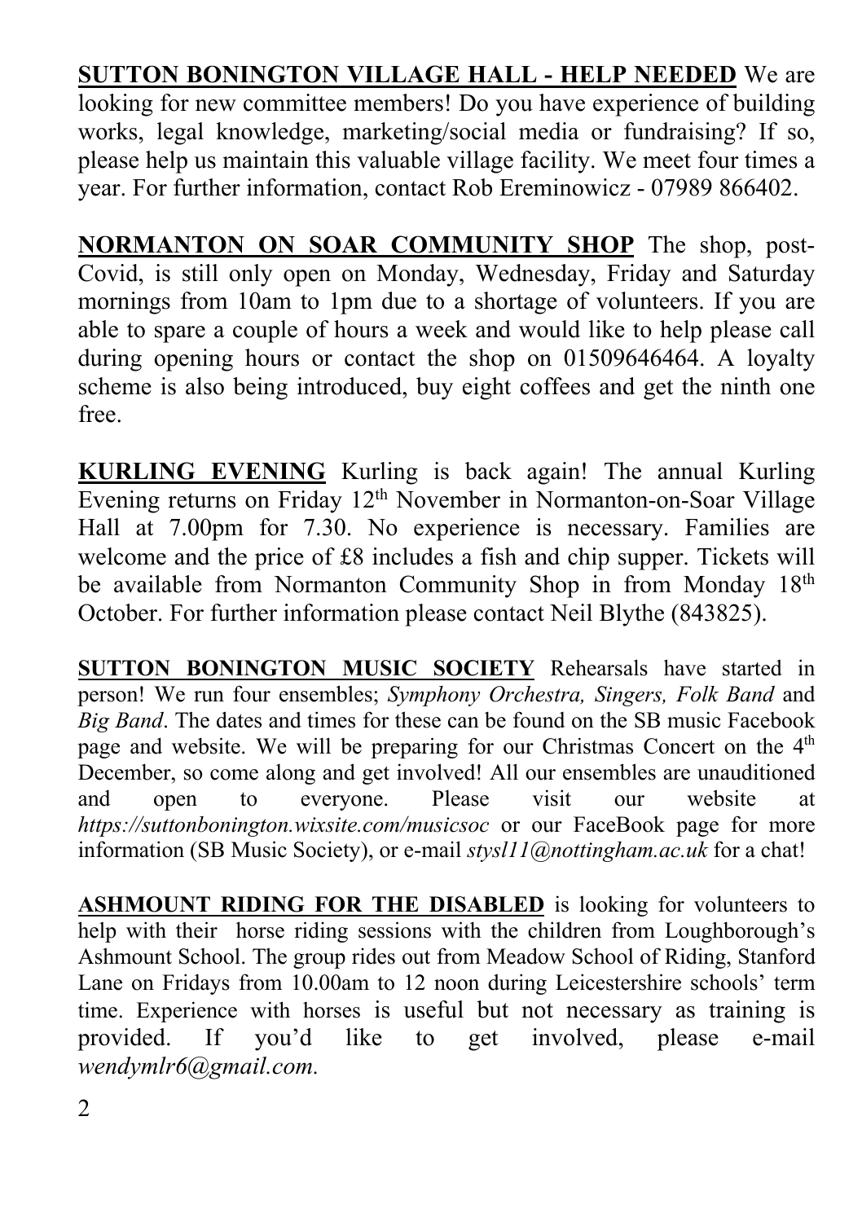**SUTTON BONINGTON VILLAGE HALL - HELP NEEDED** We are looking for new committee members! Do you have experience of building works, legal knowledge, marketing/social media or fundraising? If so, please help us maintain this valuable village facility. We meet four times a year. For further information, contact Rob Ereminowicz - 07989 866402.

**NORMANTON ON SOAR COMMUNITY SHOP** The shop, post-Covid, is still only open on Monday, Wednesday, Friday and Saturday mornings from 10am to 1pm due to a shortage of volunteers. If you are able to spare a couple of hours a week and would like to help please call during opening hours or contact the shop on 01509646464. A loyalty scheme is also being introduced, buy eight coffees and get the ninth one free.

**KURLING EVENING** Kurling is back again! The annual Kurling Evening returns on Friday 12th November in Normanton-on-Soar Village Hall at 7.00pm for 7.30. No experience is necessary. Families are welcome and the price of £8 includes a fish and chip supper. Tickets will be available from Normanton Community Shop in from Monday 18th October. For further information please contact Neil Blythe (843825).

**SUTTON BONINGTON MUSIC SOCIETY** Rehearsals have started in person! We run four ensembles; *Symphony Orchestra, Singers, Folk Band* and *Big Band*. The dates and times for these can be found on the SB music Facebook page and website. We will be preparing for our Christmas Concert on the 4th December, so come along and get involved! All our ensembles are unauditioned and open to everyone. Please visit our website at *https://suttonbonington.wixsite.com/musicsoc* or our FaceBook page for more information (SB Music Society), or e-mail *stysl11@nottingham.ac.uk* for a chat!

**ASHMOUNT RIDING FOR THE DISABLED** is looking for volunteers to help with their horse riding sessions with the children from Loughborough's Ashmount School. The group rides out from Meadow School of Riding, Stanford Lane on Fridays from 10.00am to 12 noon during Leicestershire schools' term time. Experience with horses is useful but not necessary as training is provided. If you'd like to get involved, please e-mail *wendymlr6@gmail.com.*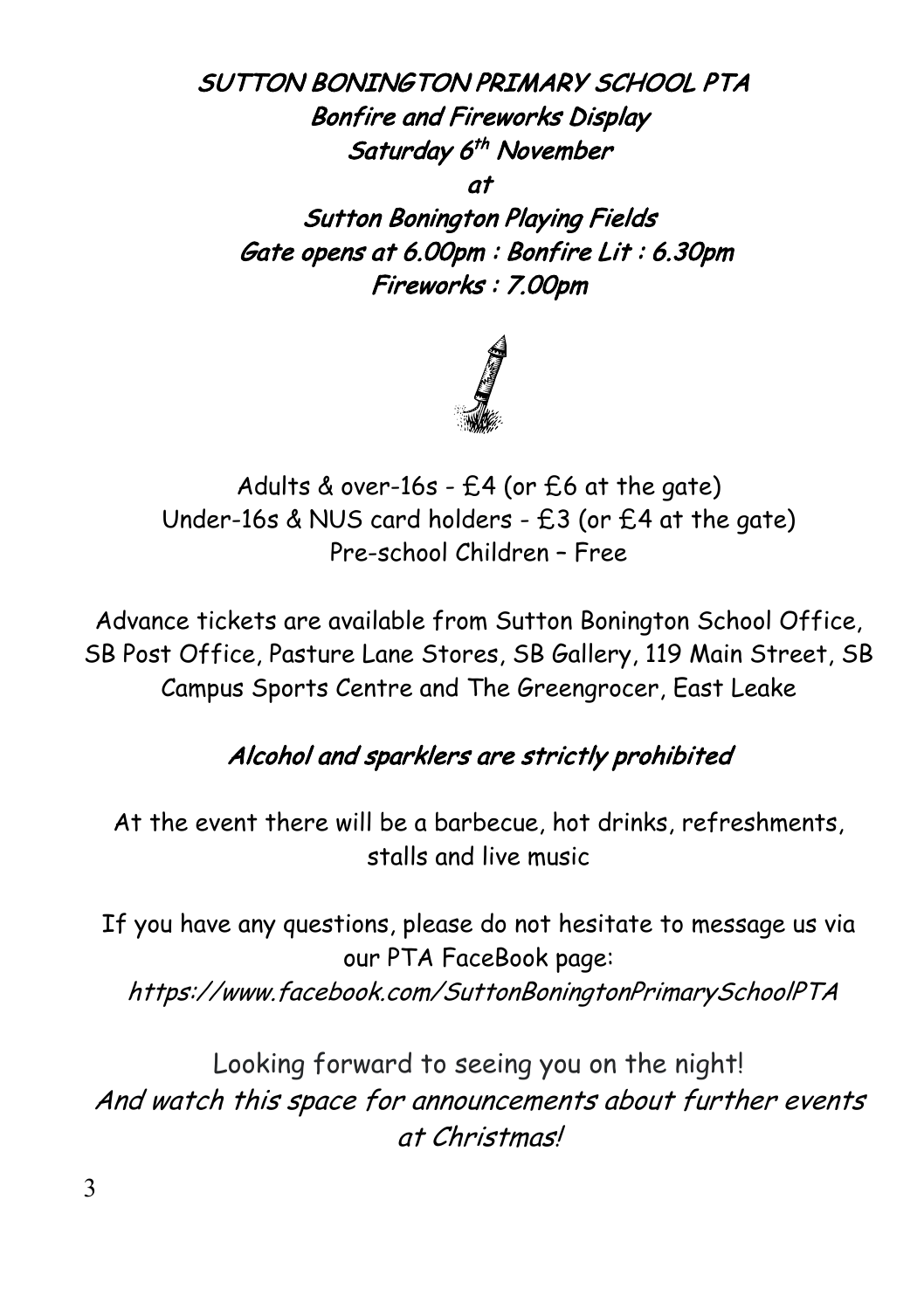# SUTTON BONINGTON PRIMARY SCHOOL PTA

## Bonfire and Fireworks Display

**Saturday 6th November**

**at**

**Sutton Bonington Playing Fields**

**Gate opens at 6.00pm : Bonfire Lit : 6.30pm**

**Fireworks : 7.00pm**

Adults & over-16s - £4 (or £6 at the gate)
Under-16s & NUS card holders - £3 (or £4 at the gate)
Pre-school Children – Free

Advance tickets are available from Sutton Bonington School Office, SB Post Office, Pasture Lane Stores, SB Gallery, 119 Main Street, SB Campus Sports Centre and The Greengrocer, East Leake

***Alcohol and sparklers are strictly prohibited***

At the event there will be a barbecue, hot drinks, refreshments, stalls and live music

If you have any questions, please do not hesitate to message us via our PTA FaceBook page:
*https://www.facebook.com/SuttonBoningtonPrimarySchoolPTA*

Looking forward to seeing you on the night!
*And watch this space for announcements about further events at Christmas!*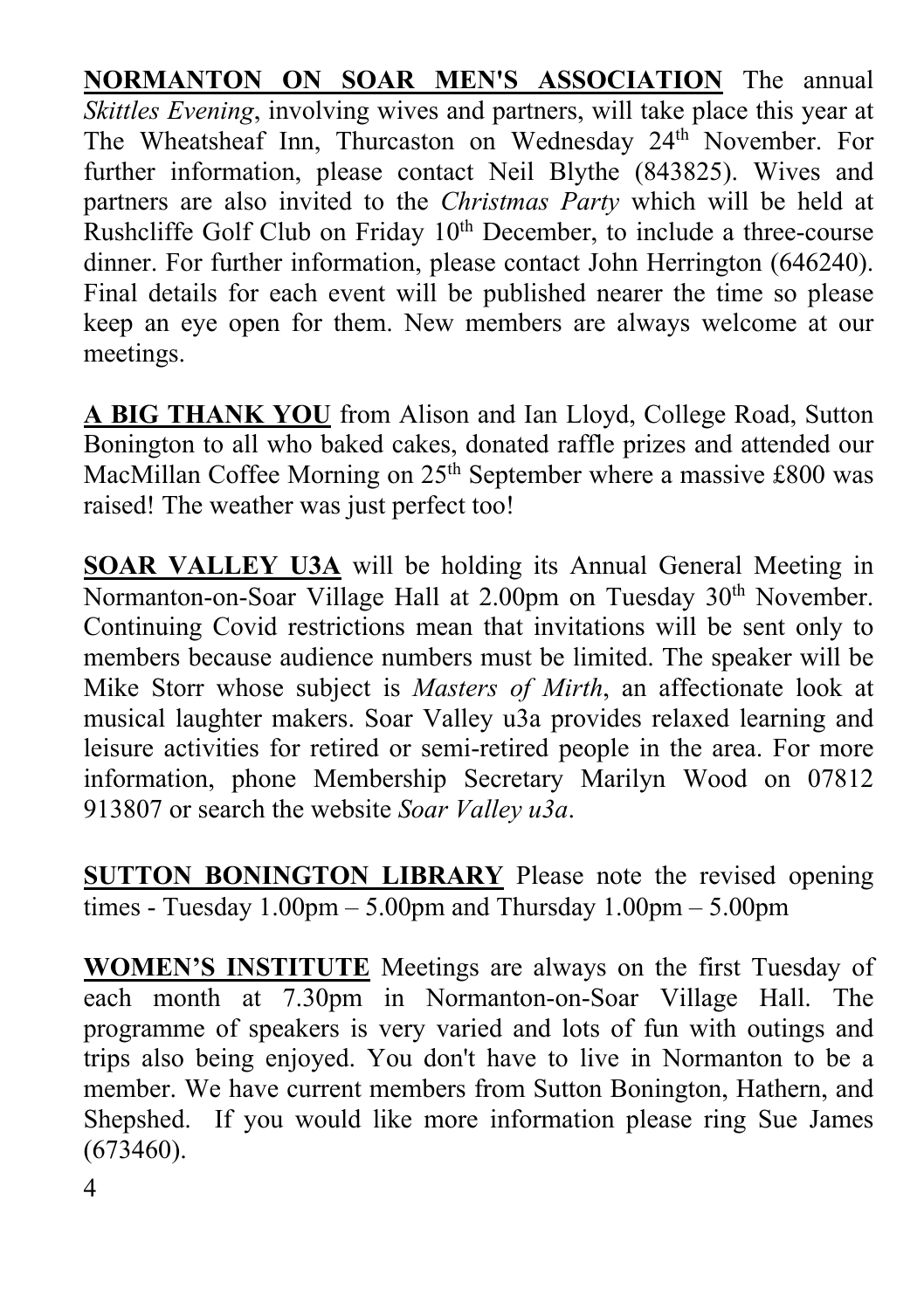**NORMANTON ON SOAR MEN'S ASSOCIATION** The annual *Skittles Evening*, involving wives and partners, will take place this year at The Wheatsheaf Inn, Thurcaston on Wednesday 24th November. For further information, please contact Neil Blythe (843825). Wives and partners are also invited to the *Christmas Party* which will be held at Rushcliffe Golf Club on Friday 10th December, to include a three-course dinner. For further information, please contact John Herrington (646240). Final details for each event will be published nearer the time so please keep an eye open for them. New members are always welcome at our meetings.

**A BIG THANK YOU** from Alison and Ian Lloyd, College Road, Sutton Bonington to all who baked cakes, donated raffle prizes and attended our MacMillan Coffee Morning on 25th September where a massive £800 was raised! The weather was just perfect too!

**SOAR VALLEY U3A** will be holding its Annual General Meeting in Normanton-on-Soar Village Hall at 2.00pm on Tuesday 30th November. Continuing Covid restrictions mean that invitations will be sent only to members because audience numbers must be limited. The speaker will be Mike Storr whose subject is *Masters of Mirth*, an affectionate look at musical laughter makers. Soar Valley u3a provides relaxed learning and leisure activities for retired or semi-retired people in the area. For more information, phone Membership Secretary Marilyn Wood on 07812 913807 or search the website *Soar Valley u3a*.

**SUTTON BONINGTON LIBRARY** Please note the revised opening times - Tuesday 1.00pm – 5.00pm and Thursday 1.00pm – 5.00pm

**WOMEN'S INSTITUTE** Meetings are always on the first Tuesday of each month at 7.30pm in Normanton-on-Soar Village Hall. The programme of speakers is very varied and lots of fun with outings and trips also being enjoyed. You don't have to live in Normanton to be a member. We have current members from Sutton Bonington, Hathern, and Shepshed. If you would like more information please ring Sue James (673460).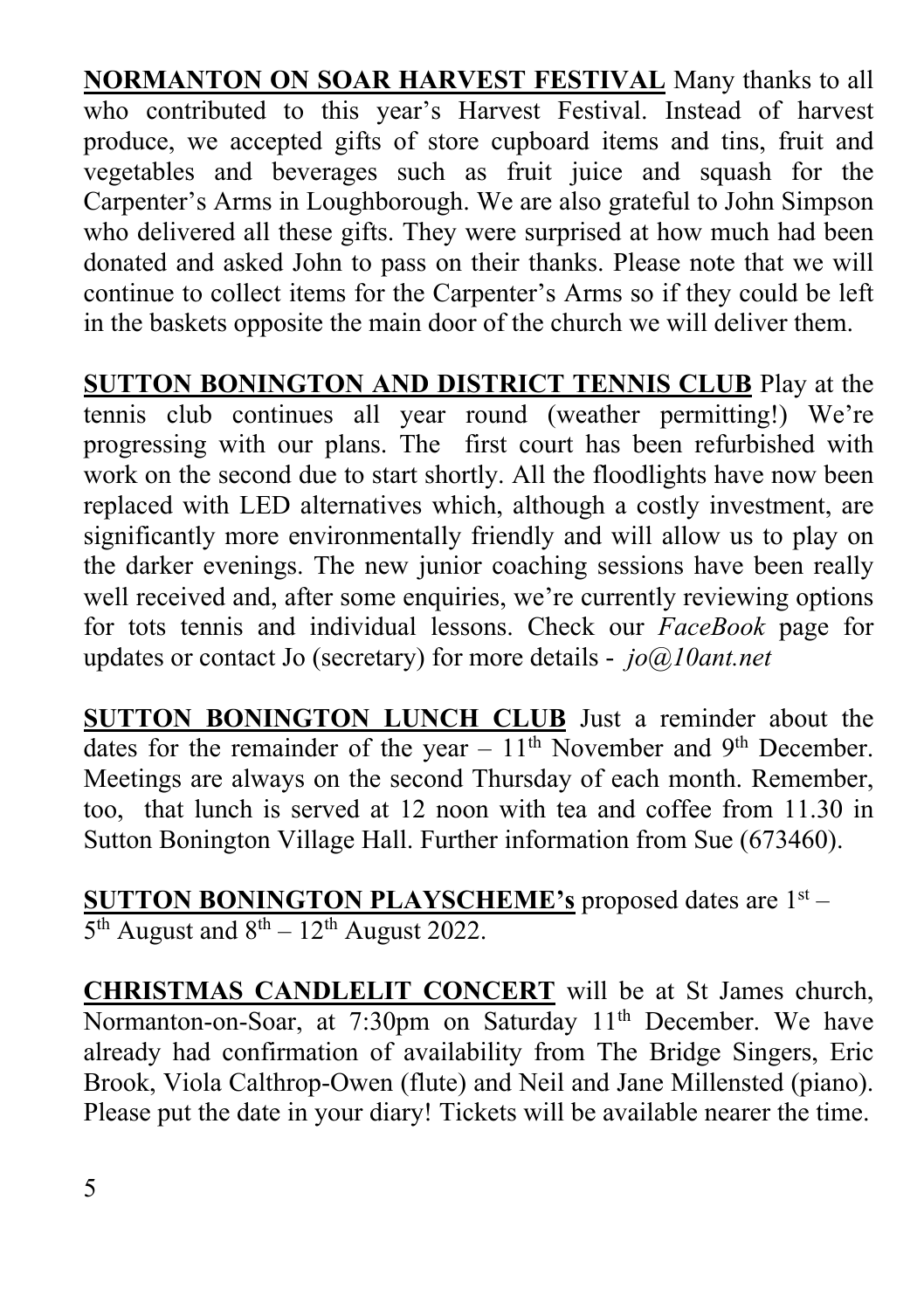**<u>NORMANTON ON SOAR HARVEST FESTIVAL</u>** Many thanks to all who contributed to this year's Harvest Festival. Instead of harvest produce, we accepted gifts of store cupboard items and tins, fruit and vegetables and beverages such as fruit juice and squash for the Carpenter's Arms in Loughborough. We are also grateful to John Simpson who delivered all these gifts. They were surprised at how much had been donated and asked John to pass on their thanks. Please note that we will continue to collect items for the Carpenter's Arms so if they could be left in the baskets opposite the main door of the church we will deliver them.

**<u>SUTTON BONINGTON AND DISTRICT TENNIS CLUB</u>** Play at the tennis club continues all year round (weather permitting!) We're progressing with our plans. The first court has been refurbished with work on the second due to start shortly. All the floodlights have now been replaced with LED alternatives which, although a costly investment, are significantly more environmentally friendly and will allow us to play on the darker evenings. The new junior coaching sessions have been really well received and, after some enquiries, we're currently reviewing options for tots tennis and individual lessons. Check our *FaceBook* page for updates or contact Jo (secretary) for more details - *jo@10ant.net*

**<u>SUTTON BONINGTON LUNCH CLUB</u>** Just a reminder about the dates for the remainder of the year – 11th November and 9th December. Meetings are always on the second Thursday of each month. Remember, too, that lunch is served at 12 noon with tea and coffee from 11.30 in Sutton Bonington Village Hall. Further information from Sue (673460).

**<u>SUTTON BONINGTON PLAYSCHEME's</u>** proposed dates are 1st – 5th August and 8th – 12th August 2022.

**<u>CHRISTMAS CANDLELIT CONCERT</u>** will be at St James church, Normanton-on-Soar, at 7:30pm on Saturday 11th December. We have already had confirmation of availability from The Bridge Singers, Eric Brook, Viola Calthrop-Owen (flute) and Neil and Jane Millensted (piano). Please put the date in your diary! Tickets will be available nearer the time.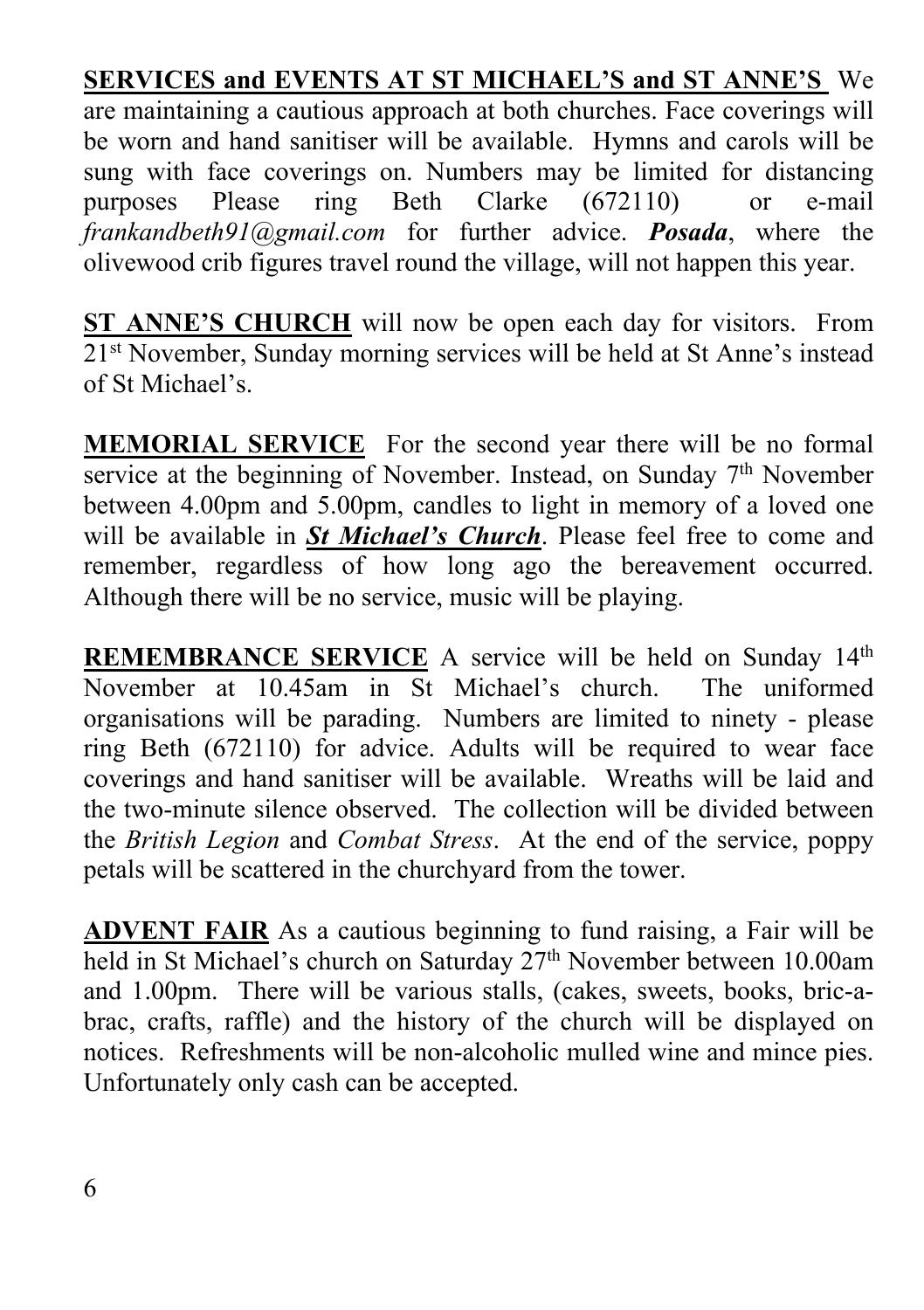**<u>SERVICES and EVENTS AT ST MICHAEL'S and ST ANNE'S</u>** We are maintaining a cautious approach at both churches. Face coverings will be worn and hand sanitiser will be available. Hymns and carols will be sung with face coverings on. Numbers may be limited for distancing purposes Please ring Beth Clarke (672110) or e-mail *frankandbeth91@gmail.com* for further advice. ***Posada***, where the olivewood crib figures travel round the village, will not happen this year.

**<u>ST ANNE'S CHURCH</u>** will now be open each day for visitors. From 21st November, Sunday morning services will be held at St Anne's instead of St Michael's.

**<u>MEMORIAL SERVICE</u>** For the second year there will be no formal service at the beginning of November. Instead, on Sunday 7th November between 4.00pm and 5.00pm, candles to light in memory of a loved one will be available in ***<u>St Michael's Church</u>***. Please feel free to come and remember, regardless of how long ago the bereavement occurred. Although there will be no service, music will be playing.

**<u>REMEMBRANCE SERVICE</u>** A service will be held on Sunday 14th November at 10.45am in St Michael's church. The uniformed organisations will be parading. Numbers are limited to ninety - please ring Beth (672110) for advice. Adults will be required to wear face coverings and hand sanitiser will be available. Wreaths will be laid and the two-minute silence observed. The collection will be divided between the *British Legion* and *Combat Stress*. At the end of the service, poppy petals will be scattered in the churchyard from the tower.

**<u>ADVENT FAIR</u>** As a cautious beginning to fund raising, a Fair will be held in St Michael's church on Saturday 27th November between 10.00am and 1.00pm. There will be various stalls, (cakes, sweets, books, bric-a-brac, crafts, raffle) and the history of the church will be displayed on notices. Refreshments will be non-alcoholic mulled wine and mince pies. Unfortunately only cash can be accepted.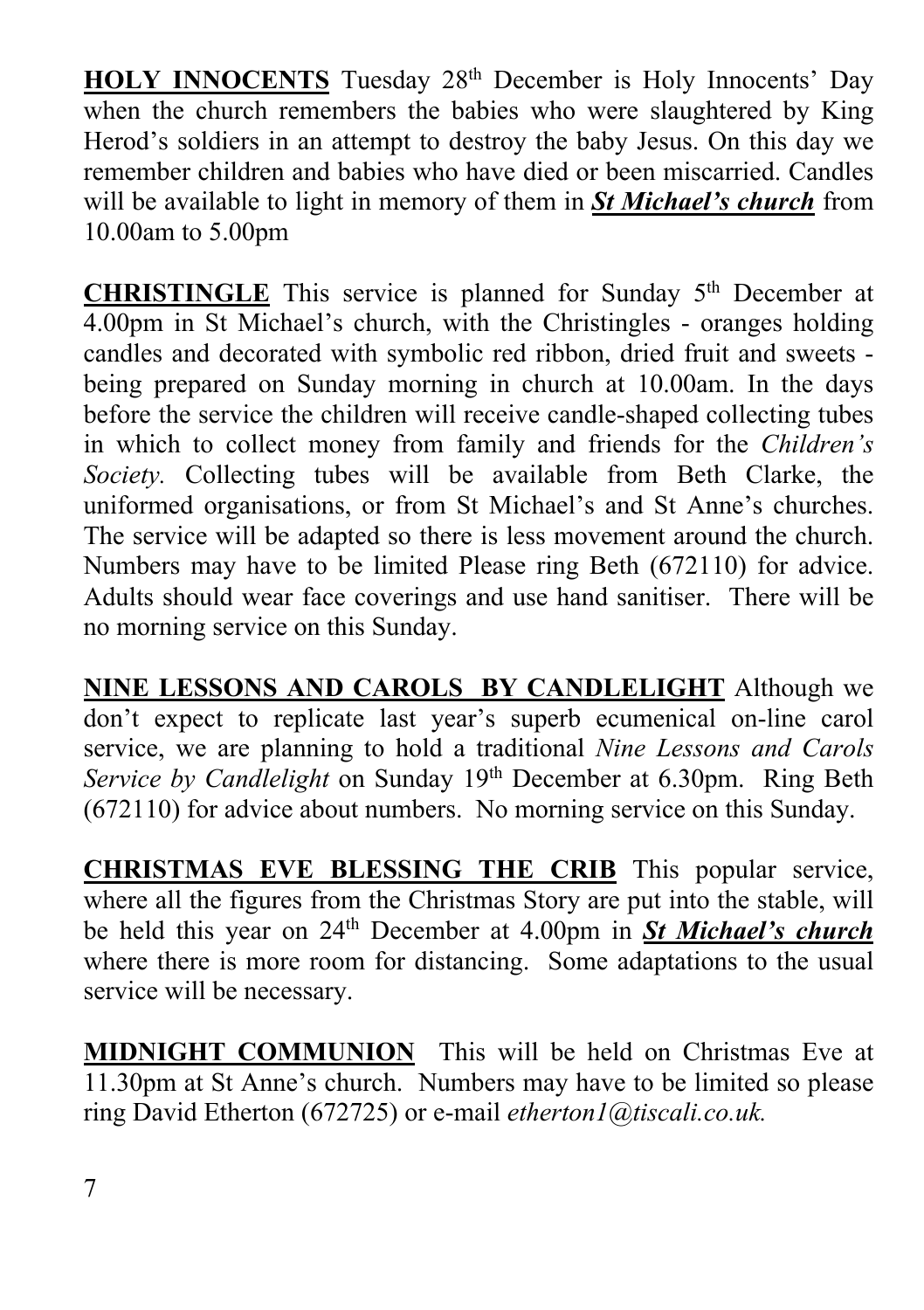**HOLY INNOCENTS** Tuesday 28th December is Holy Innocents' Day when the church remembers the babies who were slaughtered by King Herod's soldiers in an attempt to destroy the baby Jesus. On this day we remember children and babies who have died or been miscarried. Candles will be available to light in memory of them in ***St Michael's church*** from 10.00am to 5.00pm

**CHRISTINGLE** This service is planned for Sunday 5th December at 4.00pm in St Michael's church, with the Christingles - oranges holding candles and decorated with symbolic red ribbon, dried fruit and sweets - being prepared on Sunday morning in church at 10.00am. In the days before the service the children will receive candle-shaped collecting tubes in which to collect money from family and friends for the *Children's Society.* Collecting tubes will be available from Beth Clarke, the uniformed organisations, or from St Michael's and St Anne's churches. The service will be adapted so there is less movement around the church. Numbers may have to be limited Please ring Beth (672110) for advice. Adults should wear face coverings and use hand sanitiser. There will be no morning service on this Sunday.

**NINE LESSONS AND CAROLS BY CANDLELIGHT** Although we don't expect to replicate last year's superb ecumenical on-line carol service, we are planning to hold a traditional *Nine Lessons and Carols Service by Candlelight* on Sunday 19th December at 6.30pm. Ring Beth (672110) for advice about numbers. No morning service on this Sunday.

**CHRISTMAS EVE BLESSING THE CRIB** This popular service, where all the figures from the Christmas Story are put into the stable, will be held this year on 24th December at 4.00pm in ***St Michael's church*** where there is more room for distancing. Some adaptations to the usual service will be necessary.

**MIDNIGHT COMMUNION** This will be held on Christmas Eve at 11.30pm at St Anne's church. Numbers may have to be limited so please ring David Etherton (672725) or e-mail *etherton1@tiscali.co.uk.*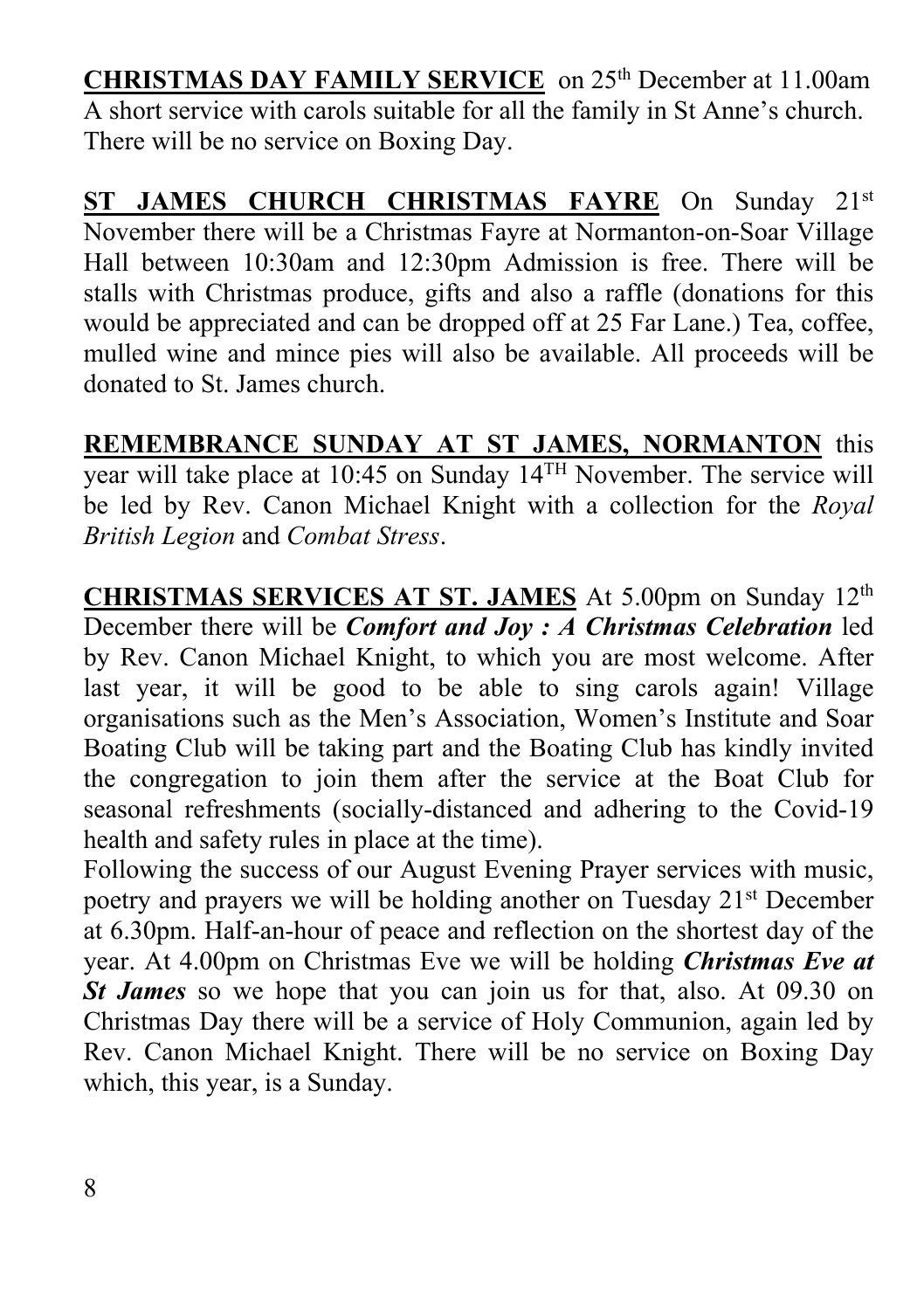**<u>CHRISTMAS DAY FAMILY SERVICE</u>** on 25th December at 11.00am A short service with carols suitable for all the family in St Anne's church. There will be no service on Boxing Day.

**<u>ST JAMES CHURCH CHRISTMAS FAYRE</u>** On Sunday 21st November there will be a Christmas Fayre at Normanton-on-Soar Village Hall between 10:30am and 12:30pm Admission is free. There will be stalls with Christmas produce, gifts and also a raffle (donations for this would be appreciated and can be dropped off at 25 Far Lane.) Tea, coffee, mulled wine and mince pies will also be available. All proceeds will be donated to St. James church.

**<u>REMEMBRANCE SUNDAY AT ST JAMES, NORMANTON</u>** this year will take place at 10:45 on Sunday 14TH November. The service will be led by Rev. Canon Michael Knight with a collection for the *Royal British Legion* and *Combat Stress*.

**<u>CHRISTMAS SERVICES AT ST. JAMES</u>** At 5.00pm on Sunday 12th December there will be ***Comfort and Joy : A Christmas Celebration*** led by Rev. Canon Michael Knight, to which you are most welcome. After last year, it will be good to be able to sing carols again! Village organisations such as the Men's Association, Women's Institute and Soar Boating Club will be taking part and the Boating Club has kindly invited the congregation to join them after the service at the Boat Club for seasonal refreshments (socially-distanced and adhering to the Covid-19 health and safety rules in place at the time).
Following the success of our August Evening Prayer services with music, poetry and prayers we will be holding another on Tuesday 21st December at 6.30pm. Half-an-hour of peace and reflection on the shortest day of the year. At 4.00pm on Christmas Eve we will be holding ***Christmas Eve at St James*** so we hope that you can join us for that, also. At 09.30 on Christmas Day there will be a service of Holy Communion, again led by Rev. Canon Michael Knight. There will be no service on Boxing Day which, this year, is a Sunday.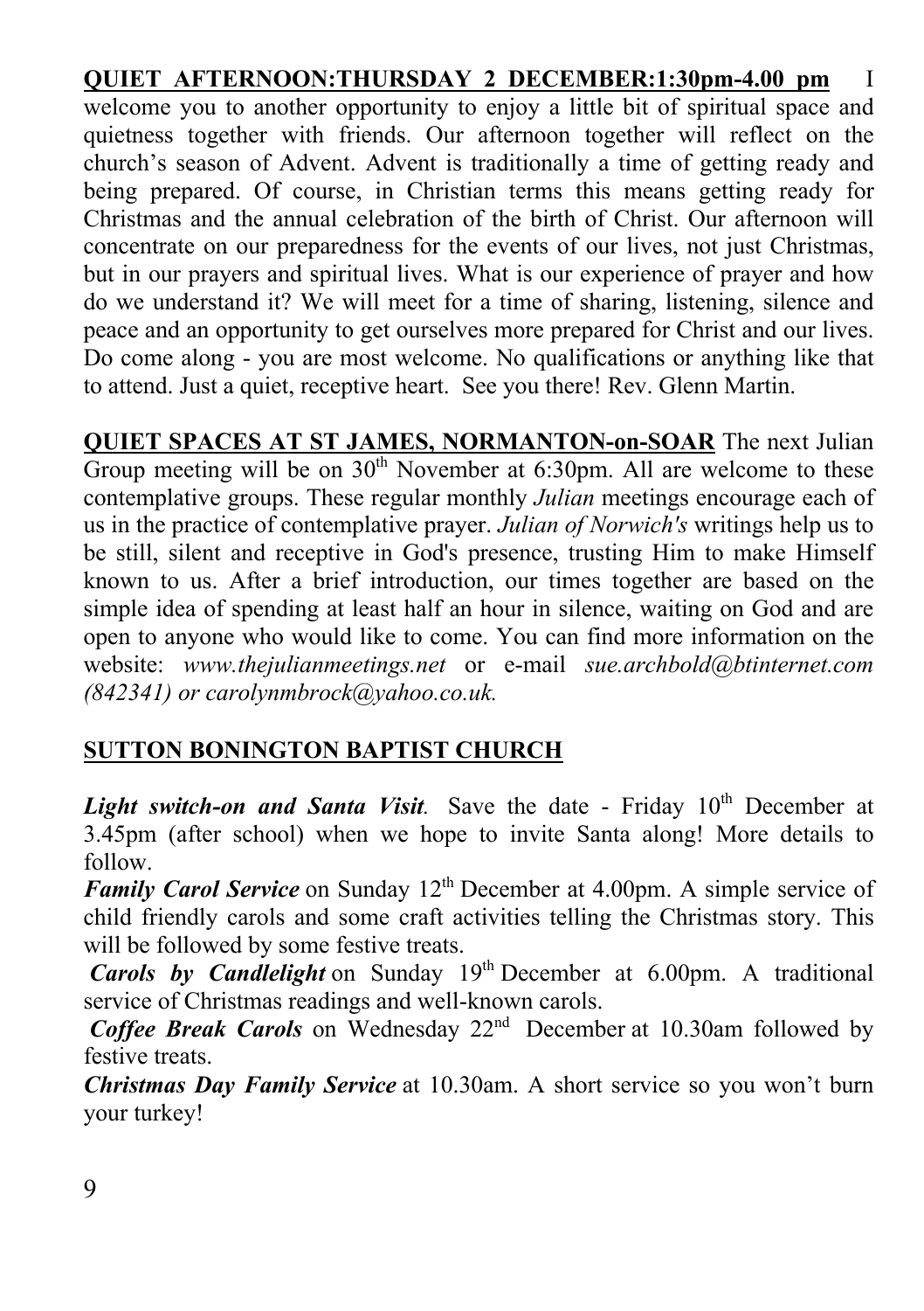**QUIET AFTERNOON:THURSDAY 2 DECEMBER:1:30pm-4.00 pm** I welcome you to another opportunity to enjoy a little bit of spiritual space and quietness together with friends. Our afternoon together will reflect on the church's season of Advent. Advent is traditionally a time of getting ready and being prepared. Of course, in Christian terms this means getting ready for Christmas and the annual celebration of the birth of Christ. Our afternoon will concentrate on our preparedness for the events of our lives, not just Christmas, but in our prayers and spiritual lives. What is our experience of prayer and how do we understand it? We will meet for a time of sharing, listening, silence and peace and an opportunity to get ourselves more prepared for Christ and our lives. Do come along - you are most welcome. No qualifications or anything like that to attend. Just a quiet, receptive heart. See you there! Rev. Glenn Martin.

**QUIET SPACES AT ST JAMES, NORMANTON-on-SOAR** The next Julian Group meeting will be on 30th November at 6:30pm. All are welcome to these contemplative groups. These regular monthly *Julian* meetings encourage each of us in the practice of contemplative prayer. *Julian of Norwich's* writings help us to be still, silent and receptive in God's presence, trusting Him to make Himself known to us. After a brief introduction, our times together are based on the simple idea of spending at least half an hour in silence, waiting on God and are open to anyone who would like to come. You can find more information on the website: *www.thejulianmeetings.net* or e-mail *sue.archbold@btinternet.com (842341) or carolynmbrock@yahoo.co.uk.*

## SUTTON BONINGTON BAPTIST CHURCH

***Light switch-on and Santa Visit**.* Save the date - Friday 10th December at 3.45pm (after school) when we hope to invite Santa along! More details to follow.

***Family Carol Service*** on Sunday 12th December at 4.00pm. A simple service of child friendly carols and some craft activities telling the Christmas story. This will be followed by some festive treats.

***Carols by Candlelight*** on Sunday 19th December at 6.00pm. A traditional service of Christmas readings and well-known carols.

***Coffee Break Carols*** on Wednesday 22nd December at 10.30am followed by festive treats.

***Christmas Day Family Service*** at 10.30am. A short service so you won't burn your turkey!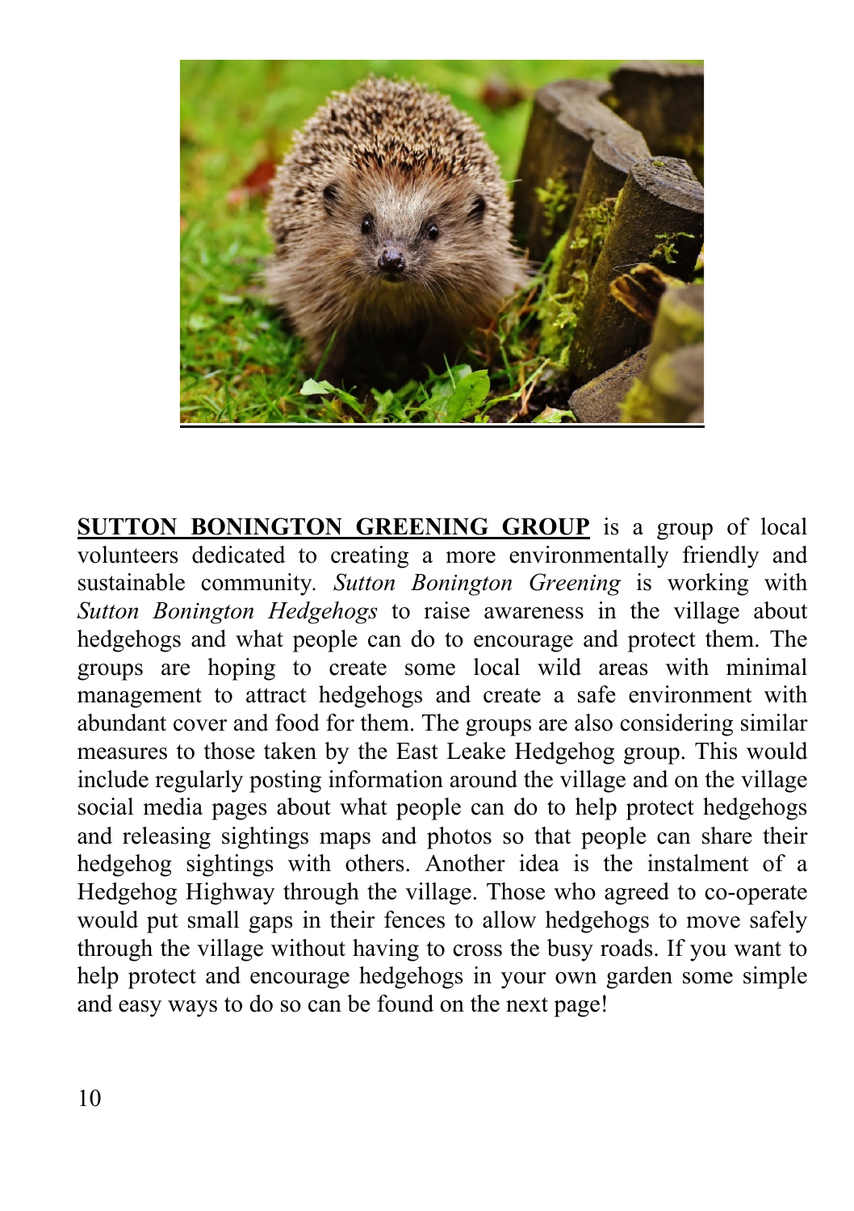**<u>SUTTON BONINGTON GREENING GROUP</u>** is a group of local volunteers dedicated to creating a more environmentally friendly and sustainable community. *Sutton Bonington Greening* is working with *Sutton Bonington Hedgehogs* to raise awareness in the village about hedgehogs and what people can do to encourage and protect them. The groups are hoping to create some local wild areas with minimal management to attract hedgehogs and create a safe environment with abundant cover and food for them. The groups are also considering similar measures to those taken by the East Leake Hedgehog group. This would include regularly posting information around the village and on the village social media pages about what people can do to help protect hedgehogs and releasing sightings maps and photos so that people can share their hedgehog sightings with others. Another idea is the instalment of a Hedgehog Highway through the village. Those who agreed to co-operate would put small gaps in their fences to allow hedgehogs to move safely through the village without having to cross the busy roads. If you want to help protect and encourage hedgehogs in your own garden some simple and easy ways to do so can be found on the next page!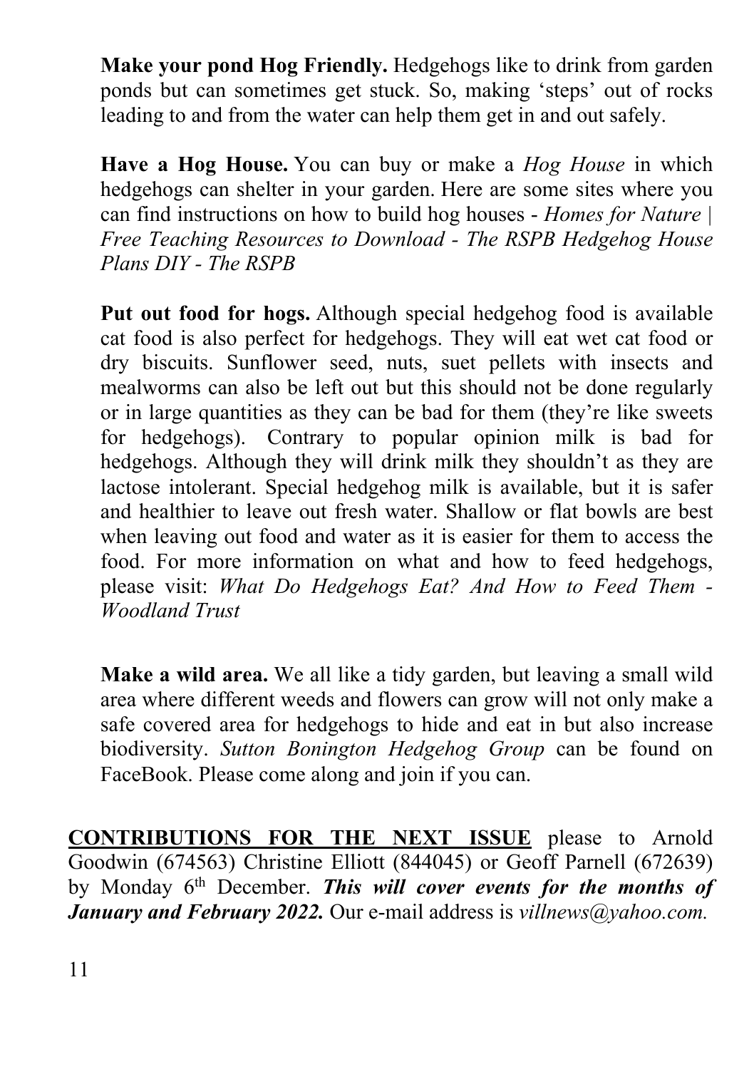**Make your pond Hog Friendly.** Hedgehogs like to drink from garden ponds but can sometimes get stuck. So, making 'steps' out of rocks leading to and from the water can help them get in and out safely.

**Have a Hog House.** You can buy or make a *Hog House* in which hedgehogs can shelter in your garden. Here are some sites where you can find instructions on how to build hog houses - *Homes for Nature | Free Teaching Resources to Download - The RSPB Hedgehog House Plans DIY - The RSPB*

**Put out food for hogs.** Although special hedgehog food is available cat food is also perfect for hedgehogs. They will eat wet cat food or dry biscuits. Sunflower seed, nuts, suet pellets with insects and mealworms can also be left out but this should not be done regularly or in large quantities as they can be bad for them (they're like sweets for hedgehogs). Contrary to popular opinion milk is bad for hedgehogs. Although they will drink milk they shouldn't as they are lactose intolerant. Special hedgehog milk is available, but it is safer and healthier to leave out fresh water. Shallow or flat bowls are best when leaving out food and water as it is easier for them to access the food. For more information on what and how to feed hedgehogs, please visit: *What Do Hedgehogs Eat? And How to Feed Them - Woodland Trust*

**Make a wild area.** We all like a tidy garden, but leaving a small wild area where different weeds and flowers can grow will not only make a safe covered area for hedgehogs to hide and eat in but also increase biodiversity. *Sutton Bonington Hedgehog Group* can be found on FaceBook. Please come along and join if you can.

**CONTRIBUTIONS FOR THE NEXT ISSUE** please to Arnold Goodwin (674563) Christine Elliott (844045) or Geoff Parnell (672639) by Monday 6th December. ***This will cover events for the months of January and February 2022.*** Our e-mail address is *villnews@yahoo.com.*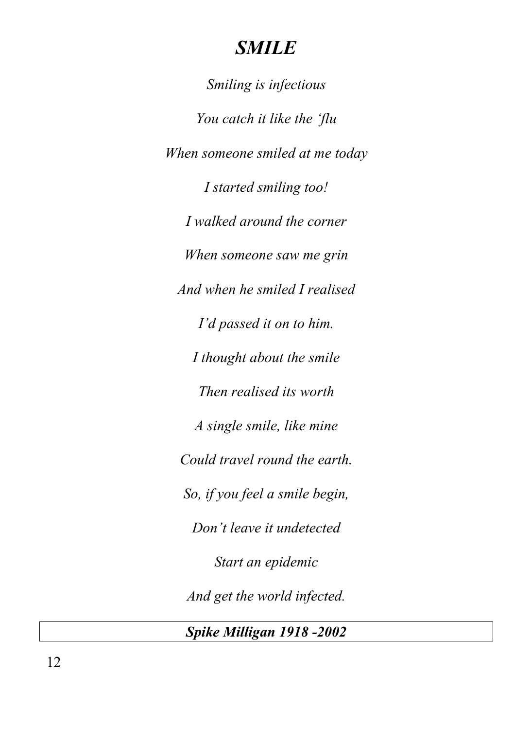# *SMILE*

*Smiling is infectious*

*You catch it like the 'flu*

*When someone smiled at me today*

*I started smiling too!*

*I walked around the corner*

*When someone saw me grin*

*And when he smiled I realised*

*I'd passed it on to him.*

*I thought about the smile*

*Then realised its worth*

*A single smile, like mine*

*Could travel round the earth.*

*So, if you feel a smile begin,*

*Don't leave it undetected*

*Start an epidemic*

*And get the world infected.*

***Spike Milligan 1918 -2002***